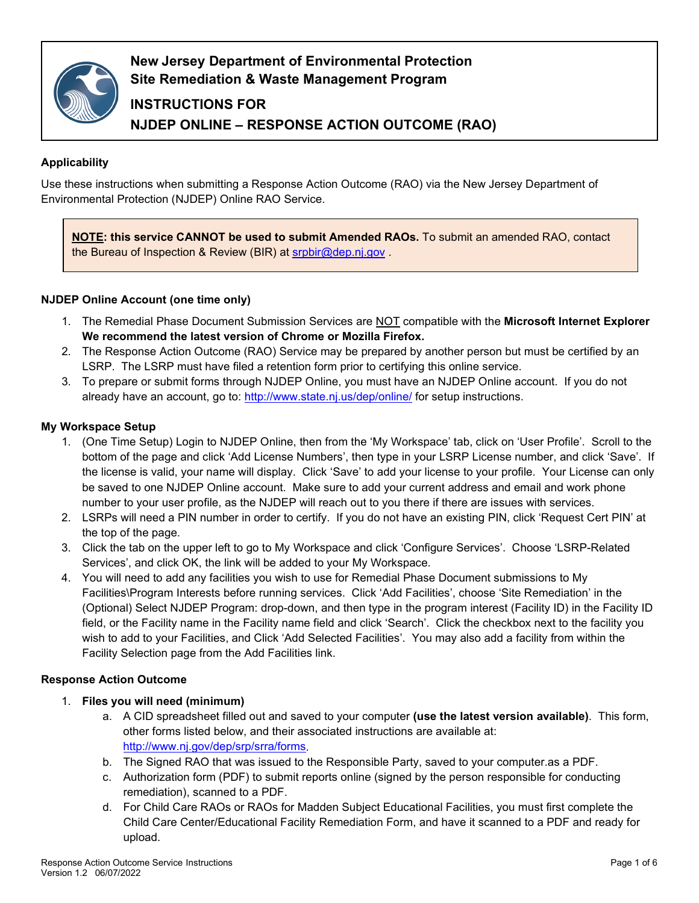# New Jersey Department of Environmental Protection
## Site Remediation & Waste Management Program

## INSTRUCTIONS FOR
## NJDEP ONLINE – RESPONSE ACTION OUTCOME (RAO)

### Applicability

Use these instructions when submitting a Response Action Outcome (RAO) via the New Jersey Department of Environmental Protection (NJDEP) Online RAO Service.

> **NOTE: this service CANNOT be used to submit Amended RAOs.** To submit an amended RAO, contact the Bureau of Inspection & Review (BIR) at srpbir@dep.nj.gov .

### NJDEP Online Account (one time only)

1. The Remedial Phase Document Submission Services are NOT compatible with the **Microsoft Internet Explorer We recommend the latest version of Chrome or Mozilla Firefox.**
2. The Response Action Outcome (RAO) Service may be prepared by another person but must be certified by an LSRP. The LSRP must have filed a retention form prior to certifying this online service.
3. To prepare or submit forms through NJDEP Online, you must have an NJDEP Online account. If you do not already have an account, go to: http://www.state.nj.us/dep/online/ for setup instructions.

### My Workspace Setup

1. (One Time Setup) Login to NJDEP Online, then from the 'My Workspace' tab, click on 'User Profile'. Scroll to the bottom of the page and click 'Add License Numbers', then type in your LSRP License number, and click 'Save'. If the license is valid, your name will display. Click 'Save' to add your license to your profile. Your License can only be saved to one NJDEP Online account. Make sure to add your current address and email and work phone number to your user profile, as the NJDEP will reach out to you there if there are issues with services.
2. LSRPs will need a PIN number in order to certify. If you do not have an existing PIN, click 'Request Cert PIN' at the top of the page.
3. Click the tab on the upper left to go to My Workspace and click 'Configure Services'. Choose 'LSRP-Related Services', and click OK, the link will be added to your My Workspace.
4. You will need to add any facilities you wish to use for Remedial Phase Document submissions to My Facilities\Program Interests before running services. Click 'Add Facilities', choose 'Site Remediation' in the (Optional) Select NJDEP Program: drop-down, and then type in the program interest (Facility ID) in the Facility ID field, or the Facility name in the Facility name field and click 'Search'. Click the checkbox next to the facility you wish to add to your Facilities, and Click 'Add Selected Facilities'. You may also add a facility from within the Facility Selection page from the Add Facilities link.

### Response Action Outcome

1. **Files you will need (minimum)**
   a. A CID spreadsheet filled out and saved to your computer **(use the latest version available)**. This form, other forms listed below, and their associated instructions are available at: http://www.nj.gov/dep/srp/srra/forms.
   b. The Signed RAO that was issued to the Responsible Party, saved to your computer.as a PDF.
   c. Authorization form (PDF) to submit reports online (signed by the person responsible for conducting remediation), scanned to a PDF.
   d. For Child Care RAOs or RAOs for Madden Subject Educational Facilities, you must first complete the Child Care Center/Educational Facility Remediation Form, and have it scanned to a PDF and ready for upload.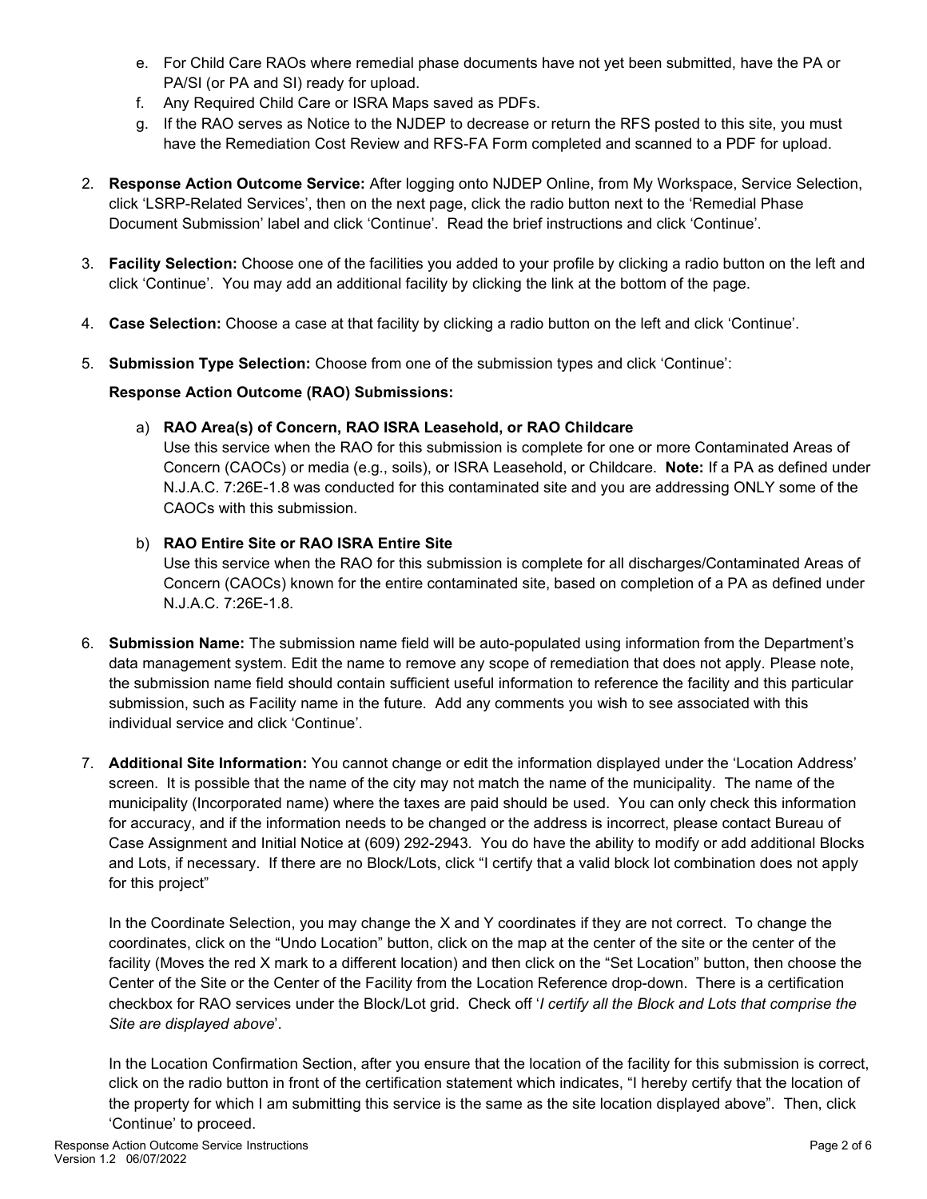e. For Child Care RAOs where remedial phase documents have not yet been submitted, have the PA or PA/SI (or PA and SI) ready for upload.
f. Any Required Child Care or ISRA Maps saved as PDFs.
g. If the RAO serves as Notice to the NJDEP to decrease or return the RFS posted to this site, you must have the Remediation Cost Review and RFS-FA Form completed and scanned to a PDF for upload.

2. **Response Action Outcome Service:** After logging onto NJDEP Online, from My Workspace, Service Selection, click 'LSRP-Related Services', then on the next page, click the radio button next to the 'Remedial Phase Document Submission' label and click 'Continue'. Read the brief instructions and click 'Continue'.

3. **Facility Selection:** Choose one of the facilities you added to your profile by clicking a radio button on the left and click 'Continue'. You may add an additional facility by clicking the link at the bottom of the page.

4. **Case Selection:** Choose a case at that facility by clicking a radio button on the left and click 'Continue'.

5. **Submission Type Selection:** Choose from one of the submission types and click 'Continue':

   **Response Action Outcome (RAO) Submissions:**

   a) **RAO Area(s) of Concern, RAO ISRA Leasehold, or RAO Childcare**
   Use this service when the RAO for this submission is complete for one or more Contaminated Areas of Concern (CAOCs) or media (e.g., soils), or ISRA Leasehold, or Childcare. **Note:** If a PA as defined under N.J.A.C. 7:26E-1.8 was conducted for this contaminated site and you are addressing ONLY some of the CAOCs with this submission.

   b) **RAO Entire Site or RAO ISRA Entire Site**
   Use this service when the RAO for this submission is complete for all discharges/Contaminated Areas of Concern (CAOCs) known for the entire contaminated site, based on completion of a PA as defined under N.J.A.C. 7:26E-1.8.

6. **Submission Name:** The submission name field will be auto-populated using information from the Department's data management system. Edit the name to remove any scope of remediation that does not apply. Please note, the submission name field should contain sufficient useful information to reference the facility and this particular submission, such as Facility name in the future. Add any comments you wish to see associated with this individual service and click 'Continue'.

7. **Additional Site Information:** You cannot change or edit the information displayed under the 'Location Address' screen. It is possible that the name of the city may not match the name of the municipality. The name of the municipality (Incorporated name) where the taxes are paid should be used. You can only check this information for accuracy, and if the information needs to be changed or the address is incorrect, please contact Bureau of Case Assignment and Initial Notice at (609) 292-2943. You do have the ability to modify or add additional Blocks and Lots, if necessary. If there are no Block/Lots, click "I certify that a valid block lot combination does not apply for this project"

   In the Coordinate Selection, you may change the X and Y coordinates if they are not correct. To change the coordinates, click on the "Undo Location" button, click on the map at the center of the site or the center of the facility (Moves the red X mark to a different location) and then click on the "Set Location" button, then choose the Center of the Site or the Center of the Facility from the Location Reference drop-down. There is a certification checkbox for RAO services under the Block/Lot grid. Check off '*I certify all the Block and Lots that comprise the Site are displayed above*'.

   In the Location Confirmation Section, after you ensure that the location of the facility for this submission is correct, click on the radio button in front of the certification statement which indicates, "I hereby certify that the location of the property for which I am submitting this service is the same as the site location displayed above". Then, click 'Continue' to proceed.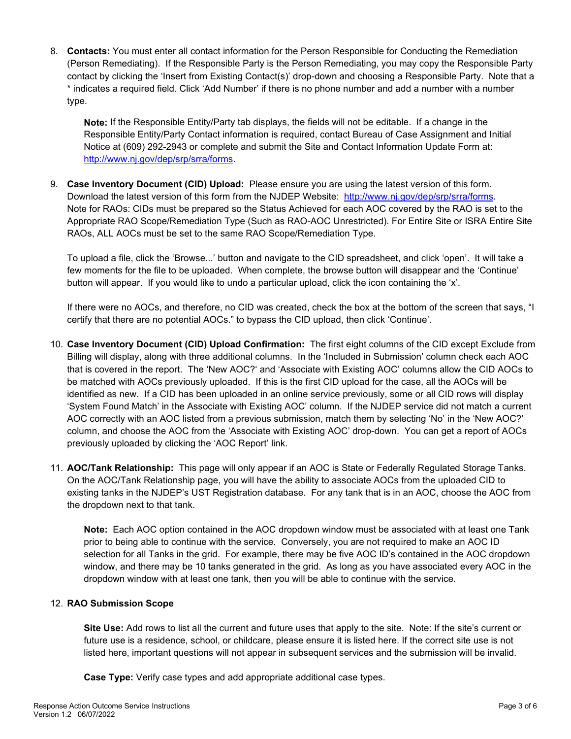8. **Contacts:** You must enter all contact information for the Person Responsible for Conducting the Remediation (Person Remediating). If the Responsible Party is the Person Remediating, you may copy the Responsible Party contact by clicking the 'Insert from Existing Contact(s)' drop-down and choosing a Responsible Party. Note that a * indicates a required field. Click 'Add Number' if there is no phone number and add a number with a number type.

   **Note:** If the Responsible Entity/Party tab displays, the fields will not be editable. If a change in the Responsible Entity/Party Contact information is required, contact Bureau of Case Assignment and Initial Notice at (609) 292-2943 or complete and submit the Site and Contact Information Update Form at: http://www.nj.gov/dep/srp/srra/forms.

9. **Case Inventory Document (CID) Upload:** Please ensure you are using the latest version of this form. Download the latest version of this form from the NJDEP Website: http://www.nj.gov/dep/srp/srra/forms. Note for RAOs: CIDs must be prepared so the Status Achieved for each AOC covered by the RAO is set to the Appropriate RAO Scope/Remediation Type (Such as RAO-AOC Unrestricted). For Entire Site or ISRA Entire Site RAOs, ALL AOCs must be set to the same RAO Scope/Remediation Type.

   To upload a file, click the 'Browse...' button and navigate to the CID spreadsheet, and click 'open'. It will take a few moments for the file to be uploaded. When complete, the browse button will disappear and the 'Continue' button will appear. If you would like to undo a particular upload, click the icon containing the 'x'.

   If there were no AOCs, and therefore, no CID was created, check the box at the bottom of the screen that says, "I certify that there are no potential AOCs." to bypass the CID upload, then click 'Continue'.

10. **Case Inventory Document (CID) Upload Confirmation:** The first eight columns of the CID except Exclude from Billing will display, along with three additional columns. In the 'Included in Submission' column check each AOC that is covered in the report. The 'New AOC?' and 'Associate with Existing AOC' columns allow the CID AOCs to be matched with AOCs previously uploaded. If this is the first CID upload for the case, all the AOCs will be identified as new. If a CID has been uploaded in an online service previously, some or all CID rows will display 'System Found Match' in the Associate with Existing AOC' column. If the NJDEP service did not match a current AOC correctly with an AOC listed from a previous submission, match them by selecting 'No' in the 'New AOC?' column, and choose the AOC from the 'Associate with Existing AOC' drop-down. You can get a report of AOCs previously uploaded by clicking the 'AOC Report' link.

11. **AOC/Tank Relationship:** This page will only appear if an AOC is State or Federally Regulated Storage Tanks. On the AOC/Tank Relationship page, you will have the ability to associate AOCs from the uploaded CID to existing tanks in the NJDEP's UST Registration database. For any tank that is in an AOC, choose the AOC from the dropdown next to that tank.

    **Note:** Each AOC option contained in the AOC dropdown window must be associated with at least one Tank prior to being able to continue with the service. Conversely, you are not required to make an AOC ID selection for all Tanks in the grid. For example, there may be five AOC ID's contained in the AOC dropdown window, and there may be 10 tanks generated in the grid. As long as you have associated every AOC in the dropdown window with at least one tank, then you will be able to continue with the service.

12. **RAO Submission Scope**

    **Site Use:** Add rows to list all the current and future uses that apply to the site. Note: If the site's current or future use is a residence, school, or childcare, please ensure it is listed here. If the correct site use is not listed here, important questions will not appear in subsequent services and the submission will be invalid.

    **Case Type:** Verify case types and add appropriate additional case types.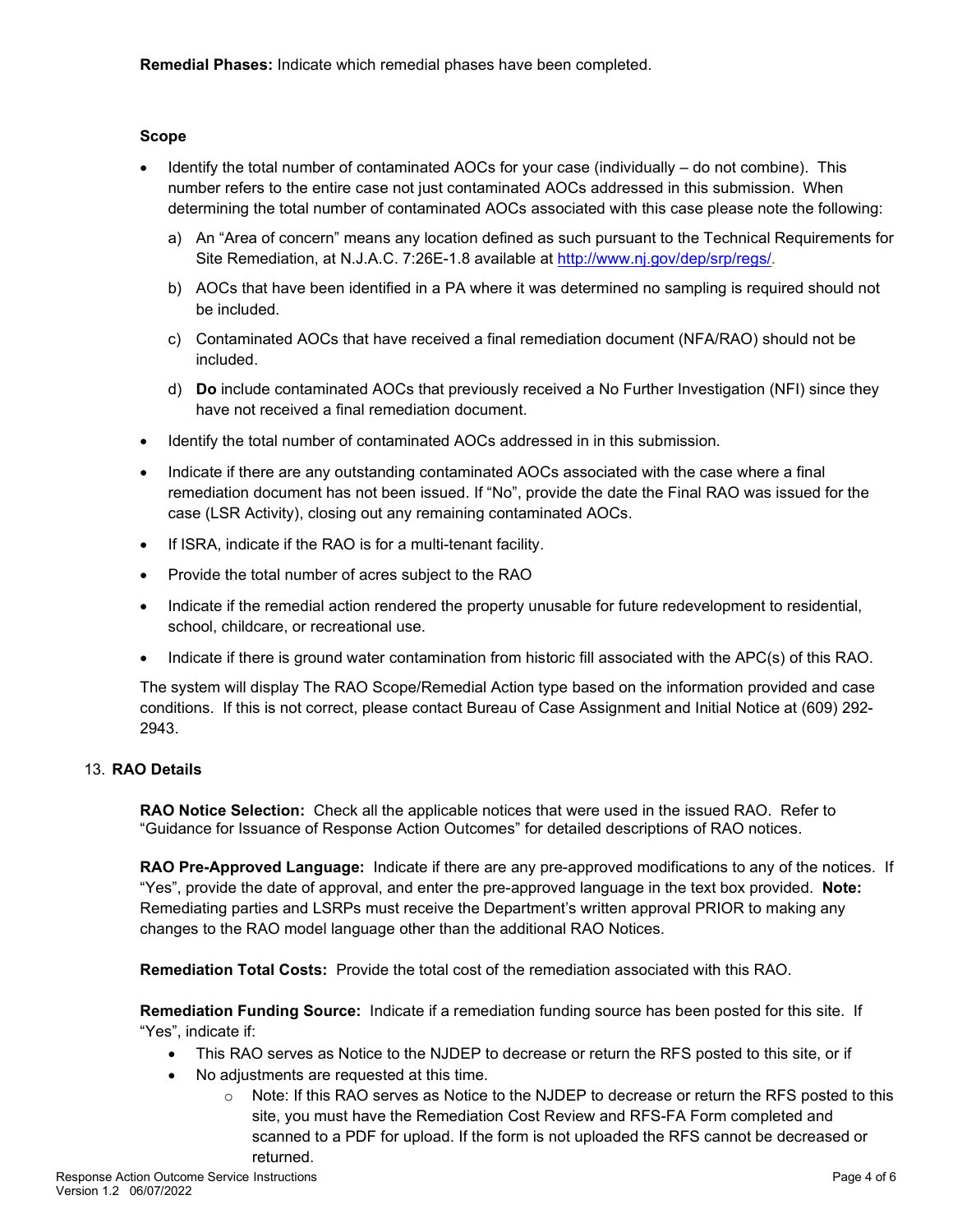**Remedial Phases:** Indicate which remedial phases have been completed.

**Scope**

- Identify the total number of contaminated AOCs for your case (individually – do not combine). This number refers to the entire case not just contaminated AOCs addressed in this submission. When determining the total number of contaminated AOCs associated with this case please note the following:
  a) An "Area of concern" means any location defined as such pursuant to the Technical Requirements for Site Remediation, at N.J.A.C. 7:26E-1.8 available at http://www.nj.gov/dep/srp/regs/.
  b) AOCs that have been identified in a PA where it was determined no sampling is required should not be included.
  c) Contaminated AOCs that have received a final remediation document (NFA/RAO) should not be included.
  d) **Do** include contaminated AOCs that previously received a No Further Investigation (NFI) since they have not received a final remediation document.
- Identify the total number of contaminated AOCs addressed in in this submission.
- Indicate if there are any outstanding contaminated AOCs associated with the case where a final remediation document has not been issued. If "No", provide the date the Final RAO was issued for the case (LSR Activity), closing out any remaining contaminated AOCs.
- If ISRA, indicate if the RAO is for a multi-tenant facility.
- Provide the total number of acres subject to the RAO
- Indicate if the remedial action rendered the property unusable for future redevelopment to residential, school, childcare, or recreational use.
- Indicate if there is ground water contamination from historic fill associated with the APC(s) of this RAO.

The system will display The RAO Scope/Remedial Action type based on the information provided and case conditions. If this is not correct, please contact Bureau of Case Assignment and Initial Notice at (609) 292-2943.

13. **RAO Details**

**RAO Notice Selection:** Check all the applicable notices that were used in the issued RAO. Refer to "Guidance for Issuance of Response Action Outcomes" for detailed descriptions of RAO notices.

**RAO Pre-Approved Language:** Indicate if there are any pre-approved modifications to any of the notices. If "Yes", provide the date of approval, and enter the pre-approved language in the text box provided. **Note:** Remediating parties and LSRPs must receive the Department's written approval PRIOR to making any changes to the RAO model language other than the additional RAO Notices.

**Remediation Total Costs:** Provide the total cost of the remediation associated with this RAO.

**Remediation Funding Source:** Indicate if a remediation funding source has been posted for this site. If "Yes", indicate if:

- This RAO serves as Notice to the NJDEP to decrease or return the RFS posted to this site, or if
- No adjustments are requested at this time.
  - Note: If this RAO serves as Notice to the NJDEP to decrease or return the RFS posted to this site, you must have the Remediation Cost Review and RFS-FA Form completed and scanned to a PDF for upload. If the form is not uploaded the RFS cannot be decreased or returned.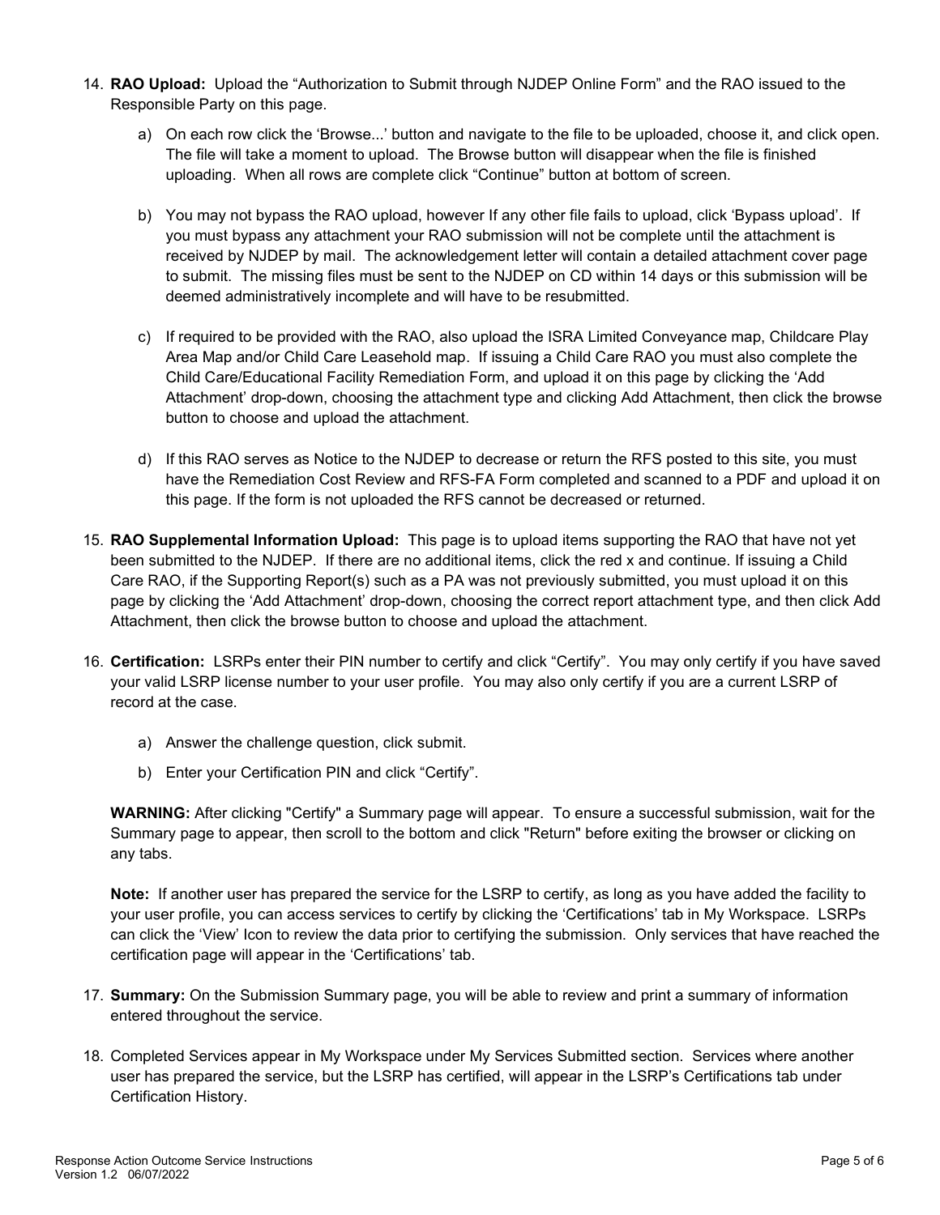14. **RAO Upload:** Upload the "Authorization to Submit through NJDEP Online Form" and the RAO issued to the Responsible Party on this page.

    a) On each row click the 'Browse...' button and navigate to the file to be uploaded, choose it, and click open. The file will take a moment to upload. The Browse button will disappear when the file is finished uploading. When all rows are complete click "Continue" button at bottom of screen.

    b) You may not bypass the RAO upload, however If any other file fails to upload, click 'Bypass upload'. If you must bypass any attachment your RAO submission will not be complete until the attachment is received by NJDEP by mail. The acknowledgement letter will contain a detailed attachment cover page to submit. The missing files must be sent to the NJDEP on CD within 14 days or this submission will be deemed administratively incomplete and will have to be resubmitted.

    c) If required to be provided with the RAO, also upload the ISRA Limited Conveyance map, Childcare Play Area Map and/or Child Care Leasehold map. If issuing a Child Care RAO you must also complete the Child Care/Educational Facility Remediation Form, and upload it on this page by clicking the 'Add Attachment' drop-down, choosing the attachment type and clicking Add Attachment, then click the browse button to choose and upload the attachment.

    d) If this RAO serves as Notice to the NJDEP to decrease or return the RFS posted to this site, you must have the Remediation Cost Review and RFS-FA Form completed and scanned to a PDF and upload it on this page. If the form is not uploaded the RFS cannot be decreased or returned.

15. **RAO Supplemental Information Upload:** This page is to upload items supporting the RAO that have not yet been submitted to the NJDEP. If there are no additional items, click the red x and continue. If issuing a Child Care RAO, if the Supporting Report(s) such as a PA was not previously submitted, you must upload it on this page by clicking the 'Add Attachment' drop-down, choosing the correct report attachment type, and then click Add Attachment, then click the browse button to choose and upload the attachment.

16. **Certification:** LSRPs enter their PIN number to certify and click "Certify". You may only certify if you have saved your valid LSRP license number to your user profile. You may also only certify if you are a current LSRP of record at the case.

    a) Answer the challenge question, click submit.

    b) Enter your Certification PIN and click "Certify".

    **WARNING:** After clicking "Certify" a Summary page will appear. To ensure a successful submission, wait for the Summary page to appear, then scroll to the bottom and click "Return" before exiting the browser or clicking on any tabs.

    **Note:** If another user has prepared the service for the LSRP to certify, as long as you have added the facility to your user profile, you can access services to certify by clicking the 'Certifications' tab in My Workspace. LSRPs can click the 'View' Icon to review the data prior to certifying the submission. Only services that have reached the certification page will appear in the 'Certifications' tab.

17. **Summary:** On the Submission Summary page, you will be able to review and print a summary of information entered throughout the service.

18. Completed Services appear in My Workspace under My Services Submitted section. Services where another user has prepared the service, but the LSRP has certified, will appear in the LSRP's Certifications tab under Certification History.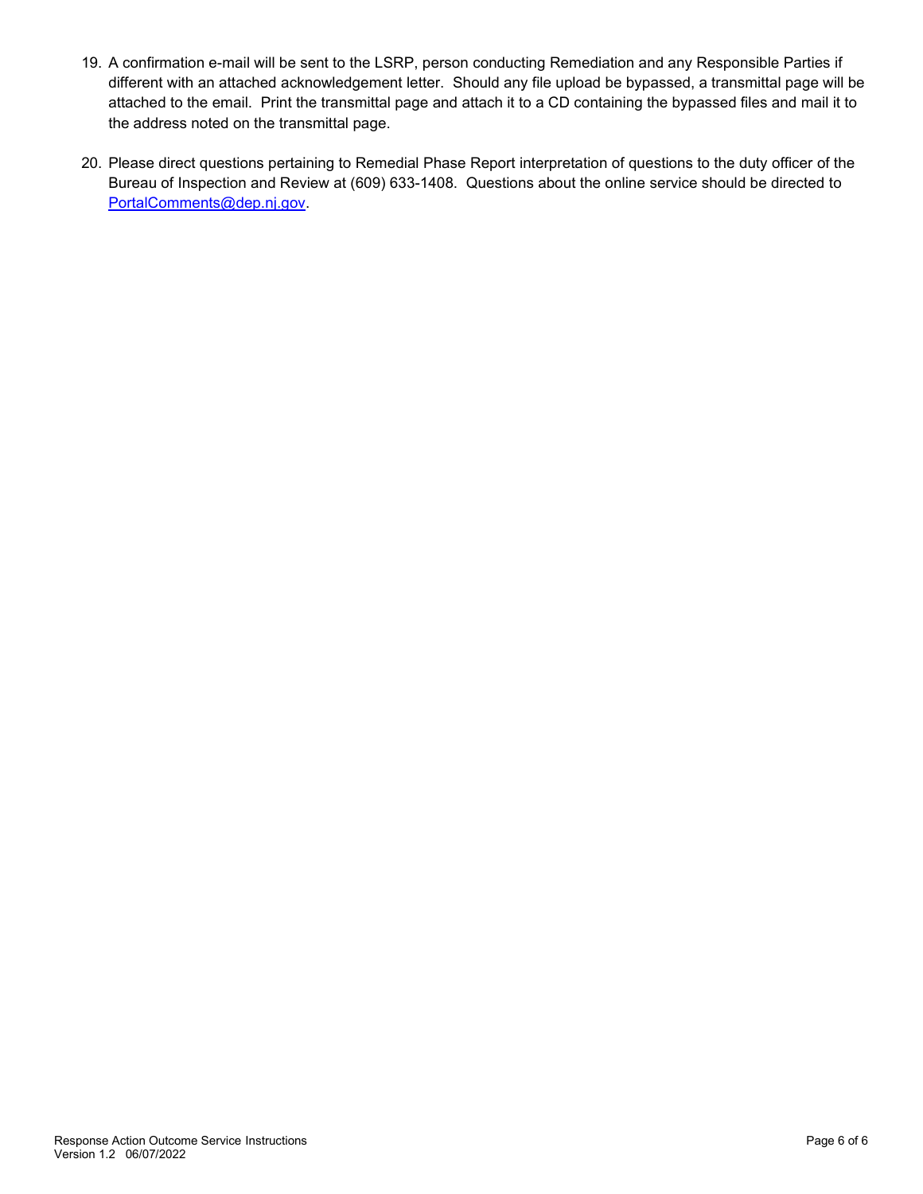19. A confirmation e-mail will be sent to the LSRP, person conducting Remediation and any Responsible Parties if different with an attached acknowledgement letter. Should any file upload be bypassed, a transmittal page will be attached to the email. Print the transmittal page and attach it to a CD containing the bypassed files and mail it to the address noted on the transmittal page.

20. Please direct questions pertaining to Remedial Phase Report interpretation of questions to the duty officer of the Bureau of Inspection and Review at (609) 633-1408. Questions about the online service should be directed to [PortalComments@dep.nj.gov](mailto:PortalComments@dep.nj.gov).